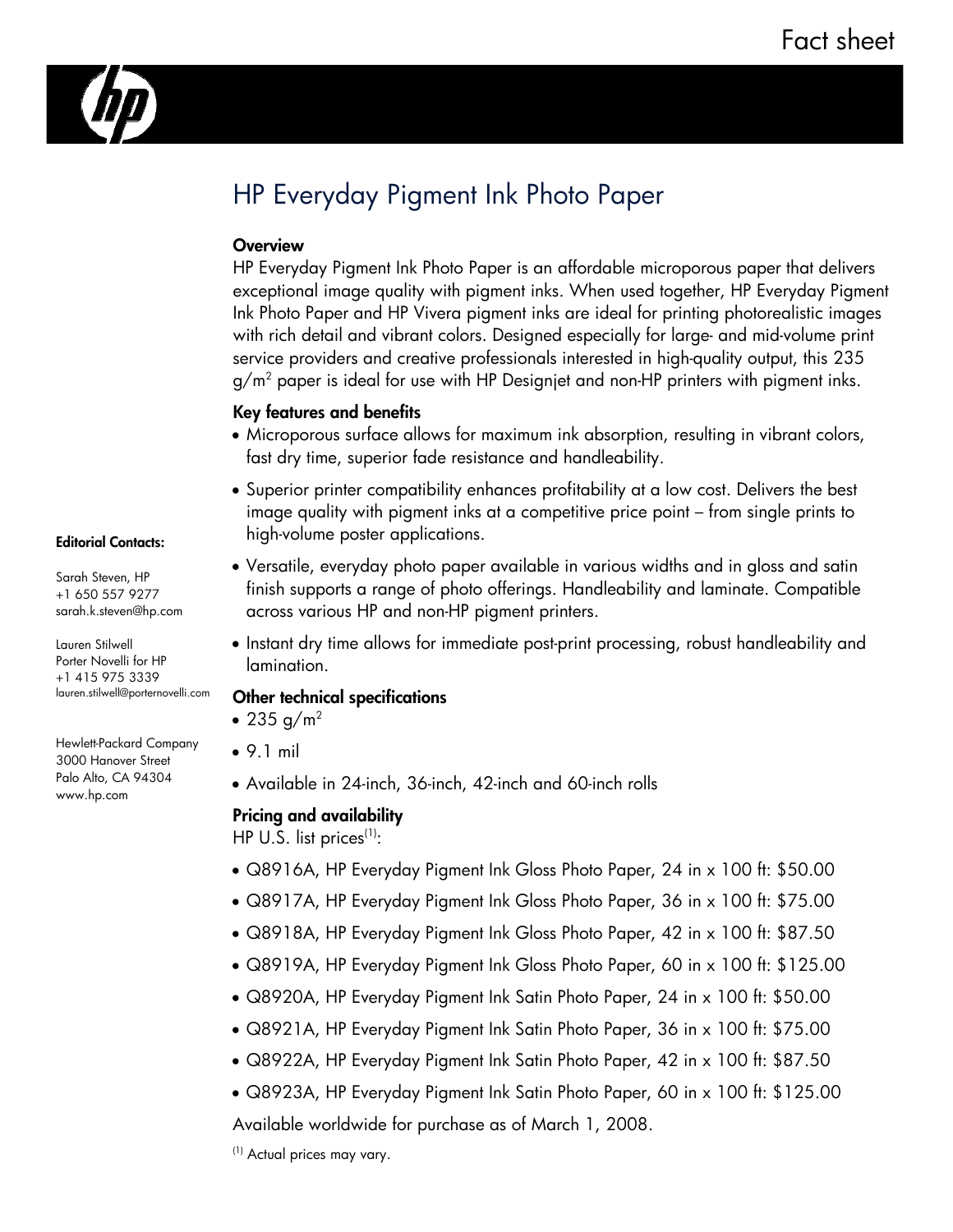Fact sheet

# HP Everyday Pigment Ink Photo Paper

**Editorial Contacts:**

Sarah Steven, HP
+1 650 557 9277
sarah.k.steven@hp.com

Lauren Stilwell
Porter Novelli for HP
+1 415 975 3339
lauren.stilwell@porternovelli.com

Hewlett-Packard Company
3000 Hanover Street
Palo Alto, CA 94304
www.hp.com

### Overview

HP Everyday Pigment Ink Photo Paper is an affordable microporous paper that delivers exceptional image quality with pigment inks. When used together, HP Everyday Pigment Ink Photo Paper and HP Vivera pigment inks are ideal for printing photorealistic images with rich detail and vibrant colors. Designed especially for large- and mid-volume print service providers and creative professionals interested in high-quality output, this 235 $g/m^2$ paper is ideal for use with HP Designjet and non-HP printers with pigment inks.

### Key features and benefits

- Microporous surface allows for maximum ink absorption, resulting in vibrant colors, fast dry time, superior fade resistance and handleability.
- Superior printer compatibility enhances profitability at a low cost. Delivers the best image quality with pigment inks at a competitive price point – from single prints to high-volume poster applications.
- Versatile, everyday photo paper available in various widths and in gloss and satin finish supports a range of photo offerings. Handleability and laminate. Compatible across various HP and non-HP pigment printers.
- Instant dry time allows for immediate post-print processing, robust handleability and lamination.

### Other technical specifications

- 235 $g/m^2$
- 9.1 mil
- Available in 24-inch, 36-inch, 42-inch and 60-inch rolls

### Pricing and availability

HP U.S. list prices[1]:

- Q8916A, HP Everyday Pigment Ink Gloss Photo Paper, 24 in x 100 ft: $50.00
- Q8917A, HP Everyday Pigment Ink Gloss Photo Paper, 36 in x 100 ft: $75.00
- Q8918A, HP Everyday Pigment Ink Gloss Photo Paper, 42 in x 100 ft: $87.50
- Q8919A, HP Everyday Pigment Ink Gloss Photo Paper, 60 in x 100 ft: $125.00
- Q8920A, HP Everyday Pigment Ink Satin Photo Paper, 24 in x 100 ft: $50.00
- Q8921A, HP Everyday Pigment Ink Satin Photo Paper, 36 in x 100 ft: $75.00
- Q8922A, HP Everyday Pigment Ink Satin Photo Paper, 42 in x 100 ft: $87.50
- Q8923A, HP Everyday Pigment Ink Satin Photo Paper, 60 in x 100 ft: $125.00

Available worldwide for purchase as of March 1, 2008.

[1] Actual prices may vary.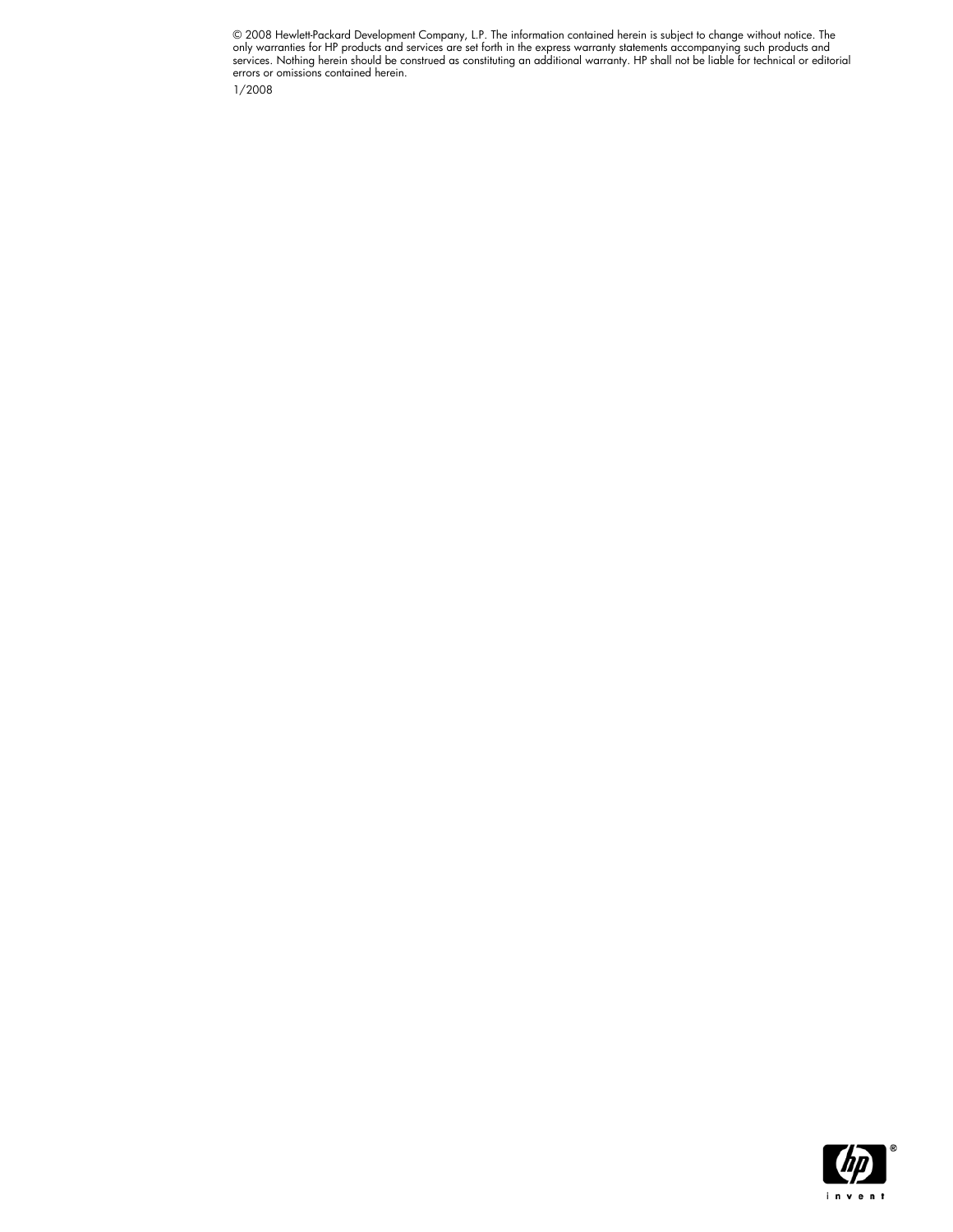© 2008 Hewlett-Packard Development Company, L.P. The information contained herein is subject to change without notice. The only warranties for HP products and services are set forth in the express warranty statements accompanying such products and services. Nothing herein should be construed as constituting an additional warranty. HP shall not be liable for technical or editorial errors or omissions contained herein.

1/2008